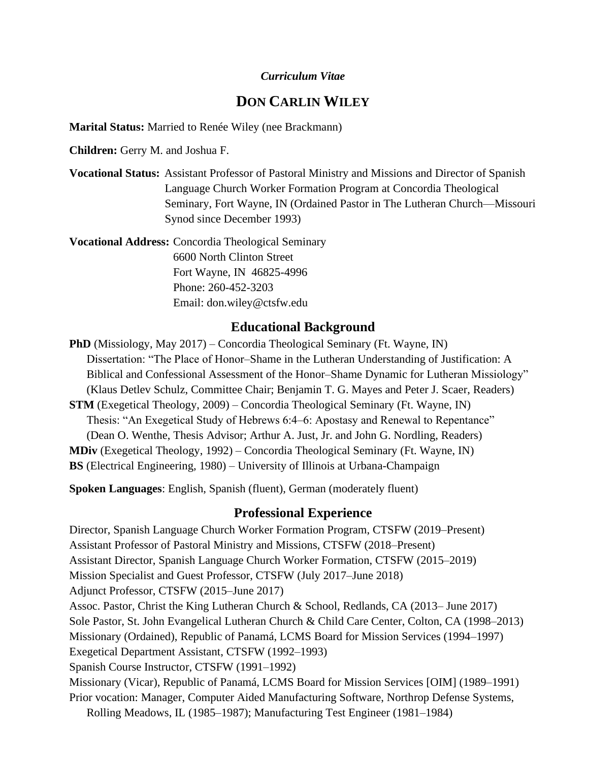*Curriculum Vitae*

# DON CARLIN WILEY

**Marital Status:** Married to Renée Wiley (nee Brackmann)

**Children:** Gerry M. and Joshua F.

**Vocational Status:** Assistant Professor of Pastoral Ministry and Missions and Director of Spanish Language Church Worker Formation Program at Concordia Theological Seminary, Fort Wayne, IN (Ordained Pastor in The Lutheran Church—Missouri Synod since December 1993)

**Vocational Address:** Concordia Theological Seminary
6600 North Clinton Street
Fort Wayne, IN 46825-4996
Phone: 260-452-3203
Email: don.wiley@ctsfw.edu

## Educational Background

**PhD** (Missiology, May 2017) – Concordia Theological Seminary (Ft. Wayne, IN)
Dissertation: "The Place of Honor–Shame in the Lutheran Understanding of Justification: A Biblical and Confessional Assessment of the Honor–Shame Dynamic for Lutheran Missiology" (Klaus Detlev Schulz, Committee Chair; Benjamin T. G. Mayes and Peter J. Scaer, Readers)

**STM** (Exegetical Theology, 2009) – Concordia Theological Seminary (Ft. Wayne, IN)
Thesis: "An Exegetical Study of Hebrews 6:4–6: Apostasy and Renewal to Repentance" (Dean O. Wenthe, Thesis Advisor; Arthur A. Just, Jr. and John G. Nordling, Readers)

**MDiv** (Exegetical Theology, 1992) – Concordia Theological Seminary (Ft. Wayne, IN)

**BS** (Electrical Engineering, 1980) – University of Illinois at Urbana-Champaign

**Spoken Languages**: English, Spanish (fluent), German (moderately fluent)

## Professional Experience

Director, Spanish Language Church Worker Formation Program, CTSFW (2019–Present)
Assistant Professor of Pastoral Ministry and Missions, CTSFW (2018–Present)
Assistant Director, Spanish Language Church Worker Formation, CTSFW (2015–2019)
Mission Specialist and Guest Professor, CTSFW (July 2017–June 2018)
Adjunct Professor, CTSFW (2015–June 2017)
Assoc. Pastor, Christ the King Lutheran Church & School, Redlands, CA (2013– June 2017)
Sole Pastor, St. John Evangelical Lutheran Church & Child Care Center, Colton, CA (1998–2013)
Missionary (Ordained), Republic of Panamá, LCMS Board for Mission Services (1994–1997)
Exegetical Department Assistant, CTSFW (1992–1993)
Spanish Course Instructor, CTSFW (1991–1992)
Missionary (Vicar), Republic of Panamá, LCMS Board for Mission Services [OIM] (1989–1991)
Prior vocation: Manager, Computer Aided Manufacturing Software, Northrop Defense Systems, Rolling Meadows, IL (1985–1987); Manufacturing Test Engineer (1981–1984)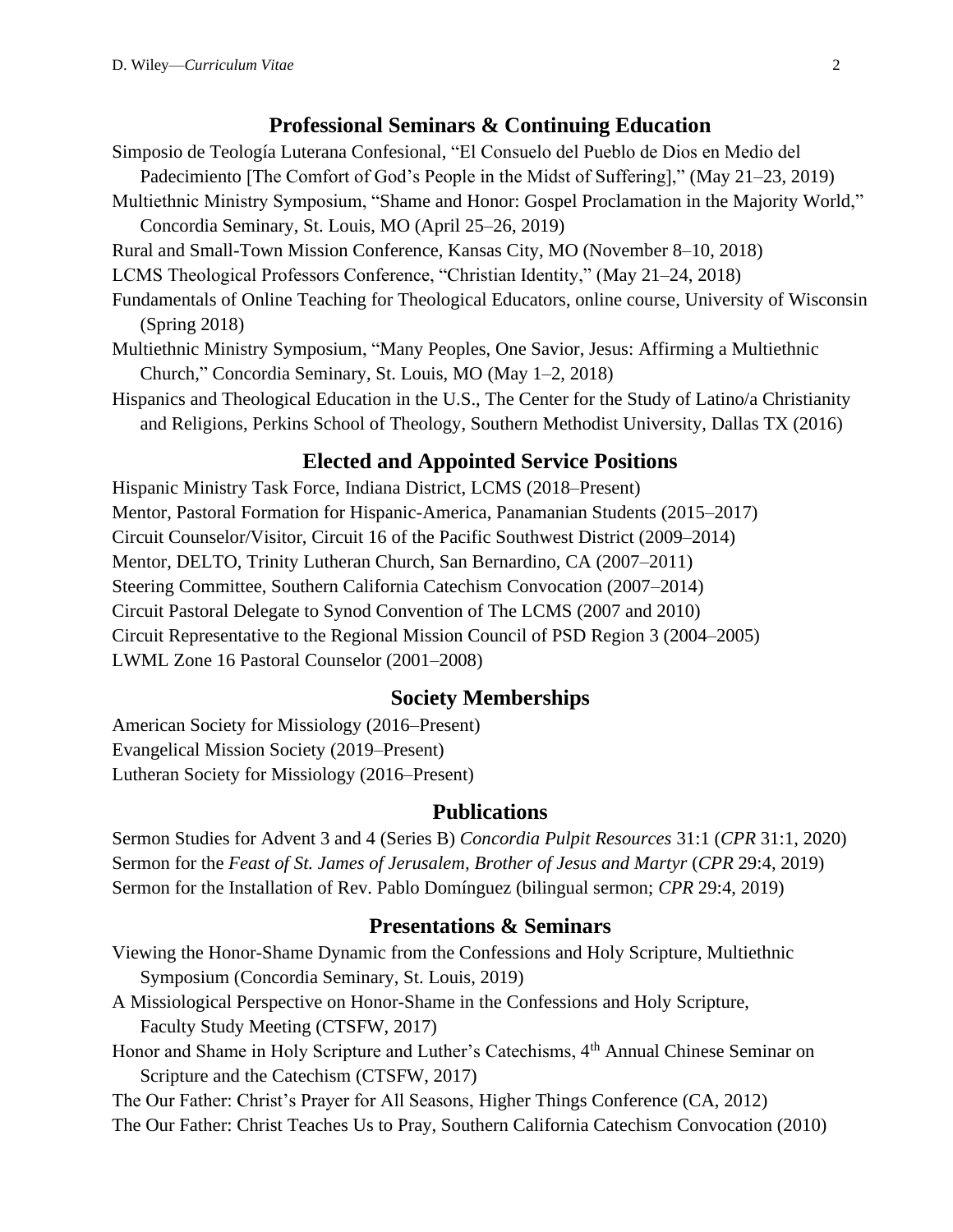## Professional Seminars & Continuing Education

Simposio de Teología Luterana Confesional, "El Consuelo del Pueblo de Dios en Medio del Padecimiento [The Comfort of God's People in the Midst of Suffering]," (May 21–23, 2019)

Multiethnic Ministry Symposium, "Shame and Honor: Gospel Proclamation in the Majority World," Concordia Seminary, St. Louis, MO (April 25–26, 2019)

Rural and Small-Town Mission Conference, Kansas City, MO (November 8–10, 2018)

LCMS Theological Professors Conference, "Christian Identity," (May 21–24, 2018)

Fundamentals of Online Teaching for Theological Educators, online course, University of Wisconsin (Spring 2018)

Multiethnic Ministry Symposium, "Many Peoples, One Savior, Jesus: Affirming a Multiethnic Church," Concordia Seminary, St. Louis, MO (May 1–2, 2018)

Hispanics and Theological Education in the U.S., The Center for the Study of Latino/a Christianity and Religions, Perkins School of Theology, Southern Methodist University, Dallas TX (2016)

## Elected and Appointed Service Positions

Hispanic Ministry Task Force, Indiana District, LCMS (2018–Present)

Mentor, Pastoral Formation for Hispanic-America, Panamanian Students (2015–2017)

Circuit Counselor/Visitor, Circuit 16 of the Pacific Southwest District (2009–2014)

Mentor, DELTO, Trinity Lutheran Church, San Bernardino, CA (2007–2011)

Steering Committee, Southern California Catechism Convocation (2007–2014)

Circuit Pastoral Delegate to Synod Convention of The LCMS (2007 and 2010)

Circuit Representative to the Regional Mission Council of PSD Region 3 (2004–2005)

LWML Zone 16 Pastoral Counselor (2001–2008)

## Society Memberships

American Society for Missiology (2016–Present)

Evangelical Mission Society (2019–Present)

Lutheran Society for Missiology (2016–Present)

## Publications

Sermon Studies for Advent 3 and 4 (Series B) *Concordia Pulpit Resources* 31:1 (*CPR* 31:1, 2020)

Sermon for the *Feast of St. James of Jerusalem, Brother of Jesus and Martyr* (*CPR* 29:4, 2019)

Sermon for the Installation of Rev. Pablo Domínguez (bilingual sermon; *CPR* 29:4, 2019)

## Presentations & Seminars

Viewing the Honor-Shame Dynamic from the Confessions and Holy Scripture, Multiethnic Symposium (Concordia Seminary, St. Louis, 2019)

A Missiological Perspective on Honor-Shame in the Confessions and Holy Scripture, Faculty Study Meeting (CTSFW, 2017)

Honor and Shame in Holy Scripture and Luther's Catechisms, 4th Annual Chinese Seminar on Scripture and the Catechism (CTSFW, 2017)

The Our Father: Christ's Prayer for All Seasons, Higher Things Conference (CA, 2012)

The Our Father: Christ Teaches Us to Pray, Southern California Catechism Convocation (2010)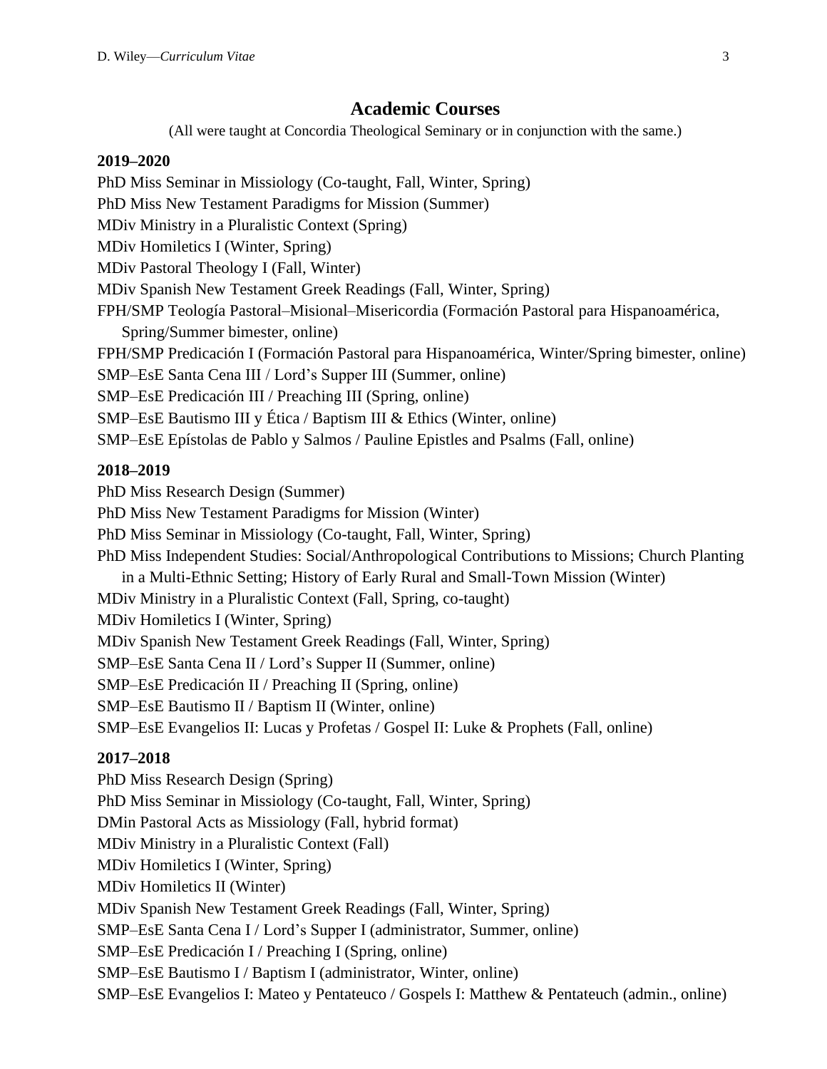## Academic Courses

(All were taught at Concordia Theological Seminary or in conjunction with the same.)

**2019–2020**

PhD Miss Seminar in Missiology (Co-taught, Fall, Winter, Spring)
PhD Miss New Testament Paradigms for Mission (Summer)
MDiv Ministry in a Pluralistic Context (Spring)
MDiv Homiletics I (Winter, Spring)
MDiv Pastoral Theology I (Fall, Winter)
MDiv Spanish New Testament Greek Readings (Fall, Winter, Spring)
FPH/SMP Teología Pastoral–Misional–Misericordia (Formación Pastoral para Hispanoamérica, Spring/Summer bimester, online)
FPH/SMP Predicación I (Formación Pastoral para Hispanoamérica, Winter/Spring bimester, online)
SMP–EsE Santa Cena III / Lord's Supper III (Summer, online)
SMP–EsE Predicación III / Preaching III (Spring, online)
SMP–EsE Bautismo III y Ética / Baptism III & Ethics (Winter, online)
SMP–EsE Epístolas de Pablo y Salmos / Pauline Epistles and Psalms (Fall, online)

**2018–2019**

PhD Miss Research Design (Summer)
PhD Miss New Testament Paradigms for Mission (Winter)
PhD Miss Seminar in Missiology (Co-taught, Fall, Winter, Spring)
PhD Miss Independent Studies: Social/Anthropological Contributions to Missions; Church Planting in a Multi-Ethnic Setting; History of Early Rural and Small-Town Mission (Winter)
MDiv Ministry in a Pluralistic Context (Fall, Spring, co-taught)
MDiv Homiletics I (Winter, Spring)
MDiv Spanish New Testament Greek Readings (Fall, Winter, Spring)
SMP–EsE Santa Cena II / Lord's Supper II (Summer, online)
SMP–EsE Predicación II / Preaching II (Spring, online)
SMP–EsE Bautismo II / Baptism II (Winter, online)
SMP–EsE Evangelios II: Lucas y Profetas / Gospel II: Luke & Prophets (Fall, online)

**2017–2018**

PhD Miss Research Design (Spring)
PhD Miss Seminar in Missiology (Co-taught, Fall, Winter, Spring)
DMin Pastoral Acts as Missiology (Fall, hybrid format)
MDiv Ministry in a Pluralistic Context (Fall)
MDiv Homiletics I (Winter, Spring)
MDiv Homiletics II (Winter)
MDiv Spanish New Testament Greek Readings (Fall, Winter, Spring)
SMP–EsE Santa Cena I / Lord's Supper I (administrator, Summer, online)
SMP–EsE Predicación I / Preaching I (Spring, online)
SMP–EsE Bautismo I / Baptism I (administrator, Winter, online)
SMP–EsE Evangelios I: Mateo y Pentateuco / Gospels I: Matthew & Pentateuch (admin., online)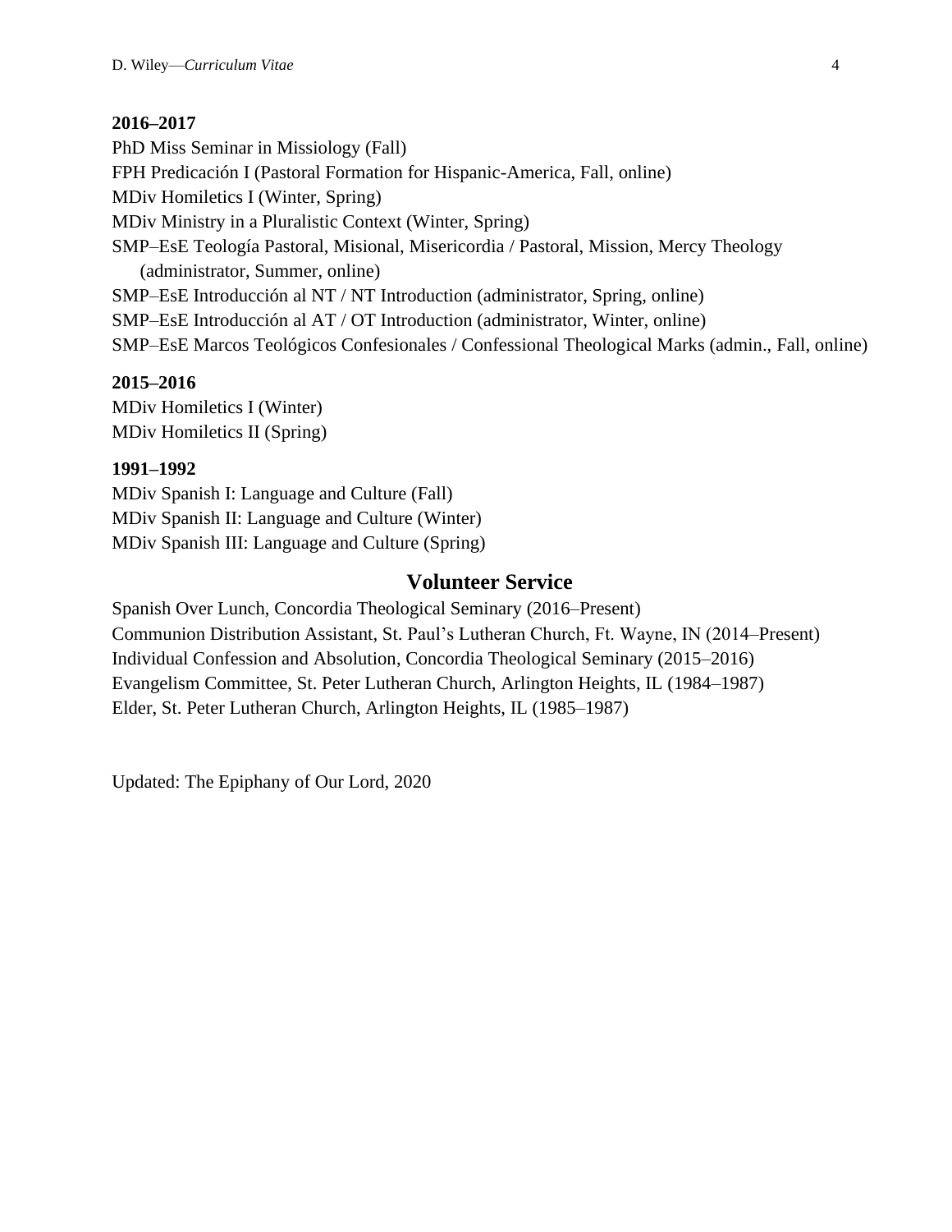**2016–2017**

PhD Miss Seminar in Missiology (Fall)
FPH Predicación I (Pastoral Formation for Hispanic-America, Fall, online)
MDiv Homiletics I (Winter, Spring)
MDiv Ministry in a Pluralistic Context (Winter, Spring)
SMP–EsE Teología Pastoral, Misional, Misericordia / Pastoral, Mission, Mercy Theology (administrator, Summer, online)
SMP–EsE Introducción al NT / NT Introduction (administrator, Spring, online)
SMP–EsE Introducción al AT / OT Introduction (administrator, Winter, online)
SMP–EsE Marcos Teológicos Confesionales / Confessional Theological Marks (admin., Fall, online)

**2015–2016**

MDiv Homiletics I (Winter)
MDiv Homiletics II (Spring)

**1991–1992**

MDiv Spanish I: Language and Culture (Fall)
MDiv Spanish II: Language and Culture (Winter)
MDiv Spanish III: Language and Culture (Spring)

## Volunteer Service

Spanish Over Lunch, Concordia Theological Seminary (2016–Present)
Communion Distribution Assistant, St. Paul's Lutheran Church, Ft. Wayne, IN (2014–Present)
Individual Confession and Absolution, Concordia Theological Seminary (2015–2016)
Evangelism Committee, St. Peter Lutheran Church, Arlington Heights, IL (1984–1987)
Elder, St. Peter Lutheran Church, Arlington Heights, IL (1985–1987)

Updated: The Epiphany of Our Lord, 2020